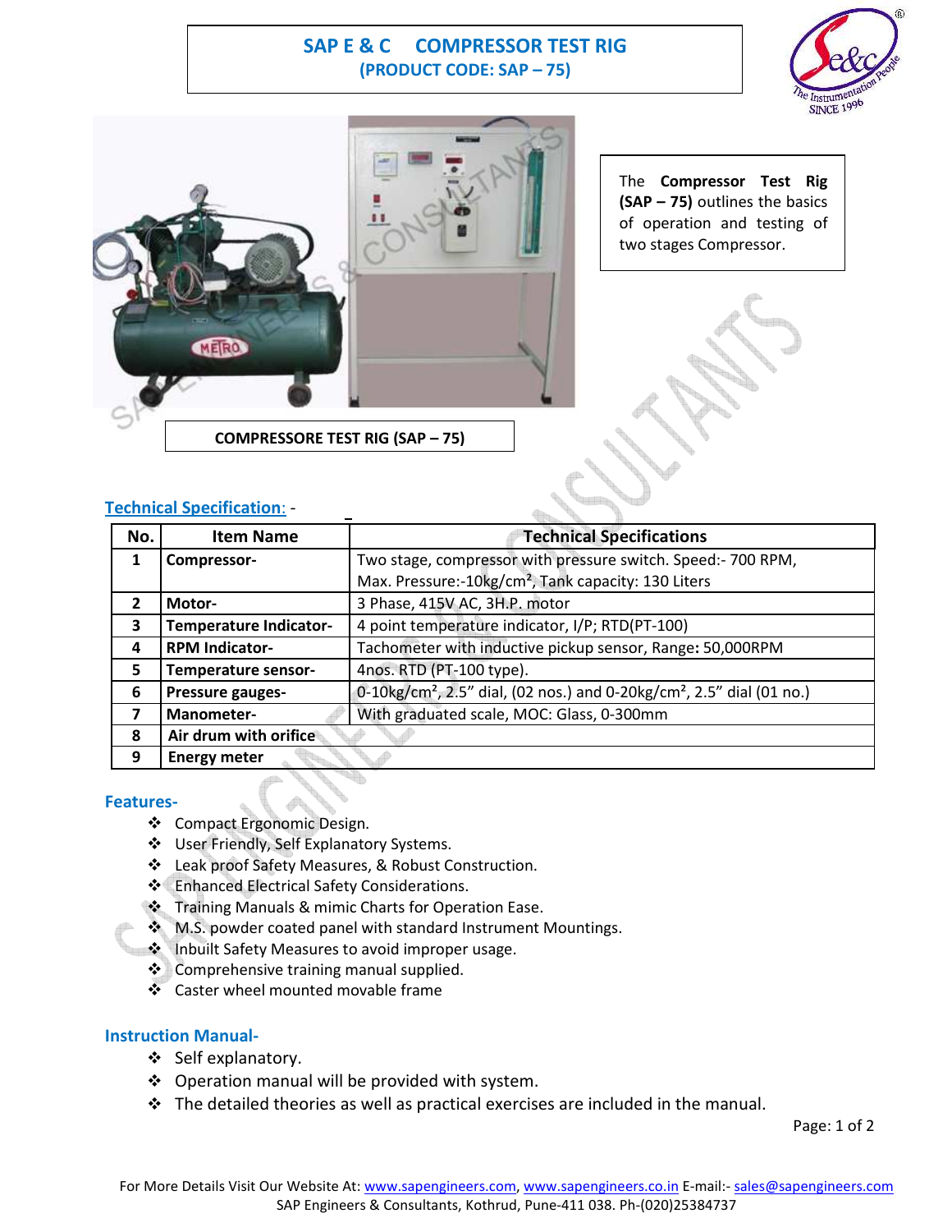# SAP E & C COMPRESSOR TEST RIG
## (PRODUCT CODE: SAP – 75)

The **Compressor Test Rig (SAP – 75)** outlines the basics of operation and testing of two stages Compressor.

COMPRESSORE TEST RIG (SAP – 75)

## Technical Specification: -

| No. | Item Name | Technical Specifications |
|---|---|---|
| 1 | **Compressor-** | Two stage, compressor with pressure switch. Speed:- 700 RPM, Max. Pressure:-10kg/cm², Tank capacity: 130 Liters |
| 2 | **Motor-** | 3 Phase, 415V AC, 3H.P. motor |
| 3 | **Temperature Indicator-** | 4 point temperature indicator, I/P; RTD(PT-100) |
| 4 | **RPM Indicator-** | Tachometer with inductive pickup sensor, Range**:** 50,000RPM |
| 5 | **Temperature sensor-** | 4nos. RTD (PT-100 type). |
| 6 | **Pressure gauges-** | 0-10kg/cm², 2.5" dial, (02 nos.) and 0-20kg/cm², 2.5" dial (01 no.) |
| 7 | **Manometer-** | With graduated scale, MOC: Glass, 0-300mm |
| 8 | **Air drum with orifice** | |
| 9 | **Energy meter** | |

### Features-

- Compact Ergonomic Design.
- User Friendly, Self Explanatory Systems.
- Leak proof Safety Measures, & Robust Construction.
- Enhanced Electrical Safety Considerations.
- Training Manuals & mimic Charts for Operation Ease.
- M.S. powder coated panel with standard Instrument Mountings.
- Inbuilt Safety Measures to avoid improper usage.
- Comprehensive training manual supplied.
- Caster wheel mounted movable frame

### Instruction Manual-

- Self explanatory.
- Operation manual will be provided with system.
- The detailed theories as well as practical exercises are included in the manual.

For More Details Visit Our Website At: www.sapengineers.com, www.sapengineers.co.in E-mail:- sales@sapengineers.com
SAP Engineers & Consultants, Kothrud, Pune-411 038. Ph-(020)25384737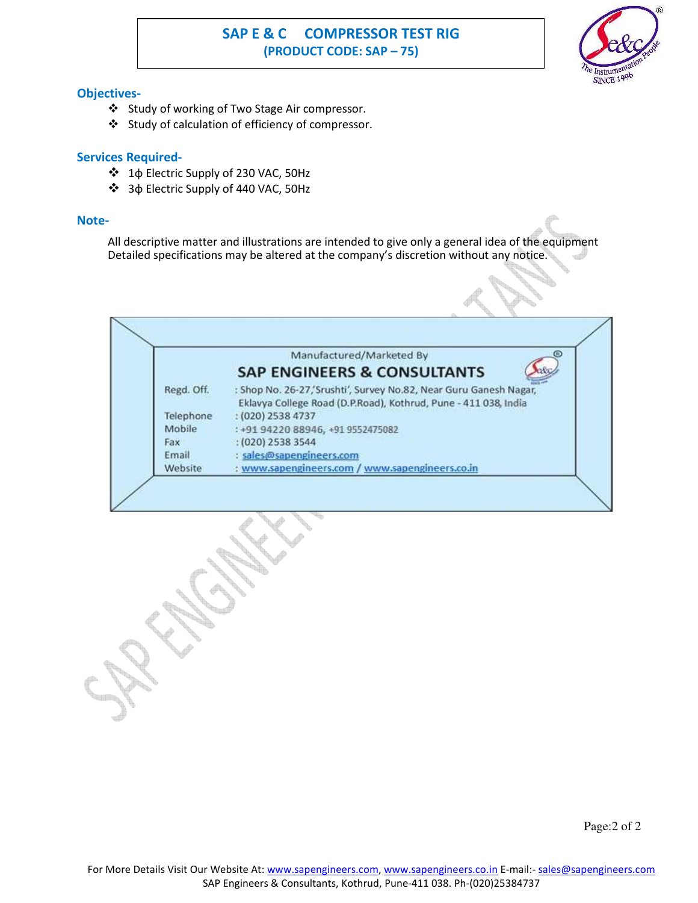# SAP E & C COMPRESSOR TEST RIG

**(PRODUCT CODE: SAP – 75)**

## Objectives-

- Study of working of Two Stage Air compressor.
- Study of calculation of efficiency of compressor.

## Services Required-

- 1ϕ Electric Supply of 230 VAC, 50Hz
- 3ϕ Electric Supply of 440 VAC, 50Hz

## Note-

All descriptive matter and illustrations are intended to give only a general idea of the equipment Detailed specifications may be altered at the company's discretion without any notice.

Manufactured/Marketed By

**SAP ENGINEERS & CONSULTANTS**

| | |
|---|---|
| Regd. Off. | : Shop No. 26-27,'Srushti', Survey No.82, Near Guru Ganesh Nagar, Eklavya College Road (D.P.Road), Kothrud, Pune - 411 038, India |
| Telephone | : (020) 2538 4737 |
| Mobile | : +91 94220 88946, +91 9552475082 |
| Fax | : (020) 2538 3544 |
| Email | : sales@sapengineers.com |
| Website | : www.sapengineers.com / www.sapengineers.co.in |